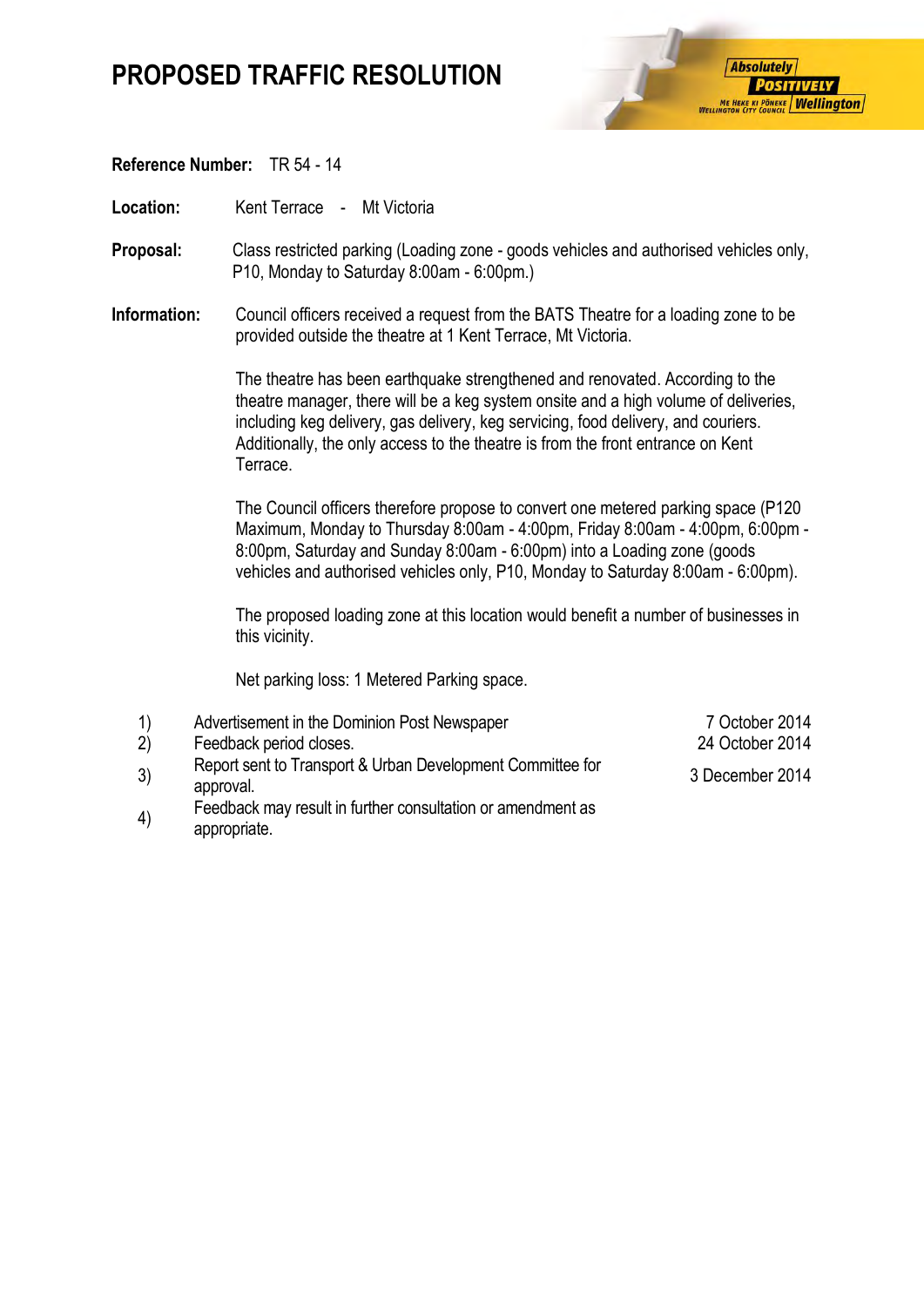# PROPOSED TRAFFIC RESOLUTION

**Reference Number:** TR 54 - 14

**Location:** Kent Terrace - Mt Victoria

**Proposal:** Class restricted parking (Loading zone - goods vehicles and authorised vehicles only, P10, Monday to Saturday 8:00am - 6:00pm.)

**Information:** Council officers received a request from the BATS Theatre for a loading zone to be provided outside the theatre at 1 Kent Terrace, Mt Victoria.

The theatre has been earthquake strengthened and renovated. According to the theatre manager, there will be a keg system onsite and a high volume of deliveries, including keg delivery, gas delivery, keg servicing, food delivery, and couriers. Additionally, the only access to the theatre is from the front entrance on Kent Terrace.

The Council officers therefore propose to convert one metered parking space (P120 Maximum, Monday to Thursday 8:00am - 4:00pm, Friday 8:00am - 4:00pm, 6:00pm - 8:00pm, Saturday and Sunday 8:00am - 6:00pm) into a Loading zone (goods vehicles and authorised vehicles only, P10, Monday to Saturday 8:00am - 6:00pm).

The proposed loading zone at this location would benefit a number of businesses in this vicinity.

Net parking loss: 1 Metered Parking space.

| | | |
|---|---|---|
| 1) | Advertisement in the Dominion Post Newspaper | 7 October 2014 |
| 2) | Feedback period closes. | 24 October 2014 |
| 3) | Report sent to Transport & Urban Development Committee for approval. | 3 December 2014 |
| 4) | Feedback may result in further consultation or amendment as appropriate. | |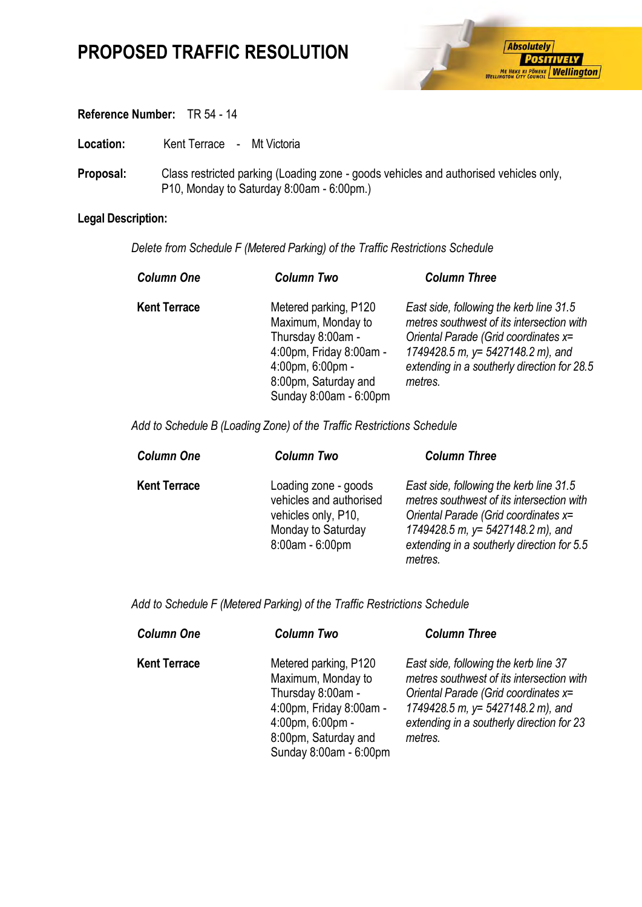# PROPOSED TRAFFIC RESOLUTION

**Reference Number:** TR 54 - 14

**Location:** Kent Terrace - Mt Victoria

**Proposal:** Class restricted parking (Loading zone - goods vehicles and authorised vehicles only, P10, Monday to Saturday 8:00am - 6:00pm.)

**Legal Description:**

*Delete from Schedule F (Metered Parking) of the Traffic Restrictions Schedule*

| *Column One* | *Column Two* | *Column Three* |
|---|---|---|
| **Kent Terrace** | Metered parking, P120 Maximum, Monday to Thursday 8:00am - 4:00pm, Friday 8:00am - 4:00pm, 6:00pm - 8:00pm, Saturday and Sunday 8:00am - 6:00pm | *East side, following the kerb line 31.5 metres southwest of its intersection with Oriental Parade (Grid coordinates x= 1749428.5 m, y= 5427148.2 m), and extending in a southerly direction for 28.5 metres.* |

*Add to Schedule B (Loading Zone) of the Traffic Restrictions Schedule*

| *Column One* | *Column Two* | *Column Three* |
|---|---|---|
| **Kent Terrace** | Loading zone - goods vehicles and authorised vehicles only, P10, Monday to Saturday 8:00am - 6:00pm | *East side, following the kerb line 31.5 metres southwest of its intersection with Oriental Parade (Grid coordinates x= 1749428.5 m, y= 5427148.2 m), and extending in a southerly direction for 5.5 metres.* |

*Add to Schedule F (Metered Parking) of the Traffic Restrictions Schedule*

| *Column One* | *Column Two* | *Column Three* |
|---|---|---|
| **Kent Terrace** | Metered parking, P120 Maximum, Monday to Thursday 8:00am - 4:00pm, Friday 8:00am - 4:00pm, 6:00pm - 8:00pm, Saturday and Sunday 8:00am - 6:00pm | *East side, following the kerb line 37 metres southwest of its intersection with Oriental Parade (Grid coordinates x= 1749428.5 m, y= 5427148.2 m), and extending in a southerly direction for 23 metres.* |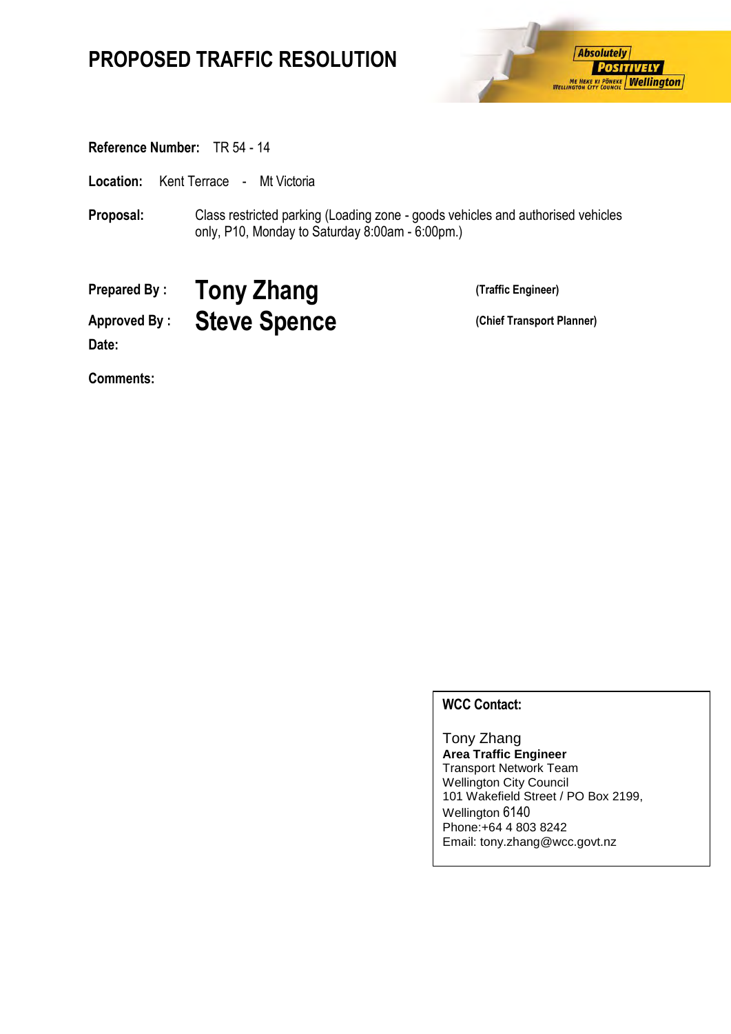# PROPOSED TRAFFIC RESOLUTION

**Reference Number:** TR 54 - 14

**Location:** Kent Terrace - Mt Victoria

**Proposal:** Class restricted parking (Loading zone - goods vehicles and authorised vehicles only, P10, Monday to Saturday 8:00am - 6:00pm.)

**Prepared By :** **Tony Zhang** **(Traffic Engineer)**

**Approved By :** **Steve Spence** **(Chief Transport Planner)**

**Date:**

**Comments:**

**WCC Contact:**

Tony Zhang
**Area Traffic Engineer**
Transport Network Team
Wellington City Council
101 Wakefield Street / PO Box 2199,
Wellington 6140
Phone:+64 4 803 8242
Email: tony.zhang@wcc.govt.nz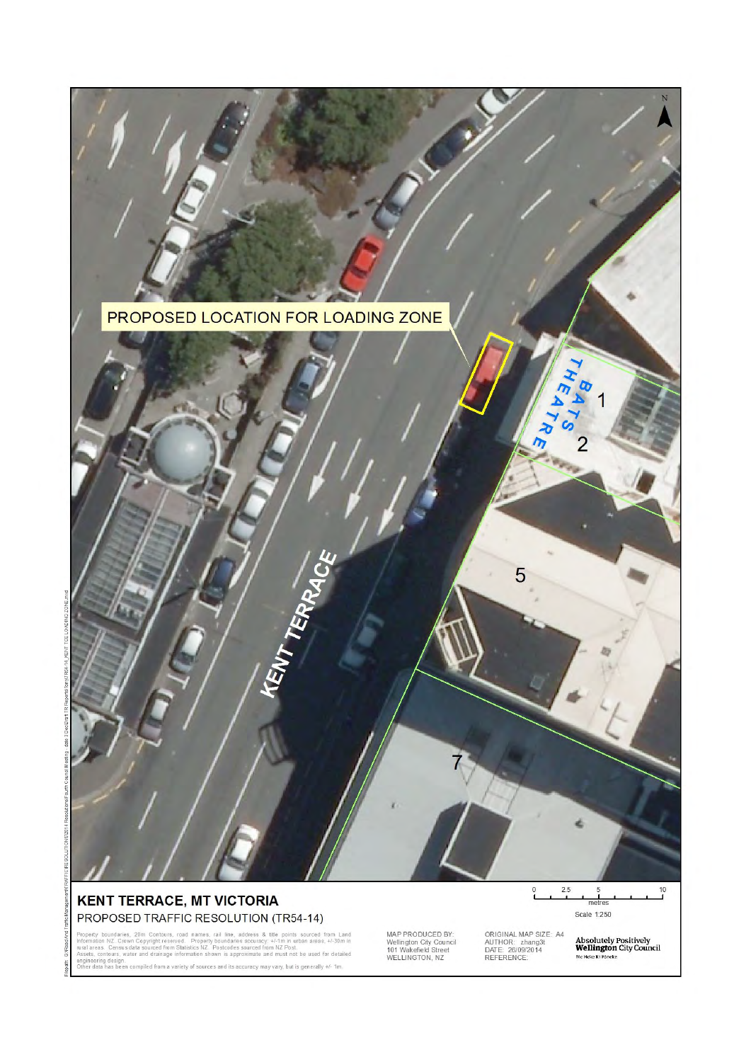PROPOSED LOCATION FOR LOADING ZONE

BATS THEATRE

1

2

5

7

KENT TERRACE

N

## KENT TERRACE, MT VICTORIA

PROPOSED TRAFFIC RESOLUTION (TR54-14)

0 2.5 5 10
metres

Scale 1:250

Property boundaries, 20m Contours, road names, rail line, address & title points sourced from Land Information NZ. Crown Copyright reserved. Property boundaries accuracy: +/-1m in urban areas, +/-30m in rural areas. Census data sourced from Statistics NZ. Postcodes sourced from NZ Post.
Assets, contours, water and drainage information shown is approximate and must not be used for detailed engineering design.
Other data has been compiled from a variety of sources and its accuracy may vary, but is generally +/- 1m.

MAP PRODUCED BY:
Wellington City Council
101 Wakefield Street
WELLINGTON, NZ

ORIGINAL MAP SIZE: A4
AUTHOR: zhang3t
DATE: 26/09/2014
REFERENCE:

Absolutely Positively Wellington City Council
Me Heke Ki Pōneke